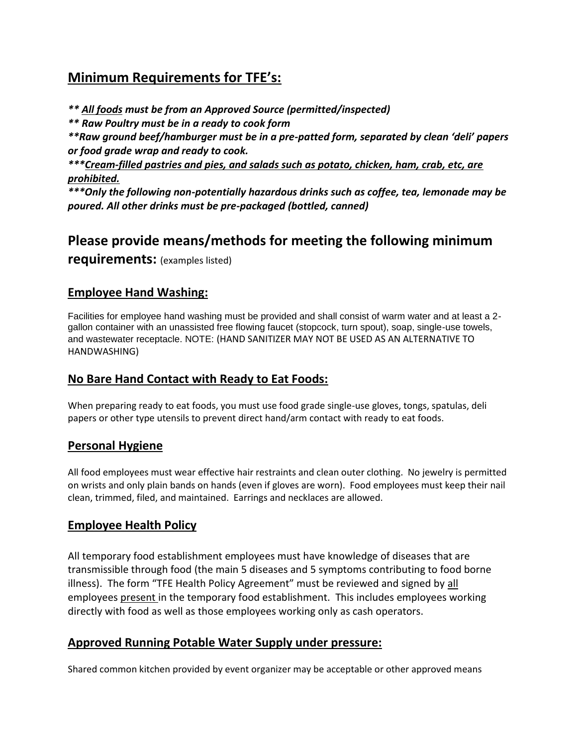## Minimum Requirements for TFE's:

***\* <u>All foods</u> must be from an Approved Source (permitted/inspected)***

***\* Raw Poultry must be in a ready to cook form***

***\*Raw ground beef/hamburger must be in a pre-patted form, separated by clean 'deli' papers or food grade wrap and ready to cook.***

****\*<u>Cream-filled pastries and pies, and salads such as potato, chicken, ham, crab, etc, are prohibited.</u>***

****\*Only the following non-potentially hazardous drinks such as coffee, tea, lemonade may be poured. All other drinks must be pre-packaged (bottled, canned)***

## Please provide means/methods for meeting the following minimum requirements: (examples listed)

### Employee Hand Washing:

Facilities for employee hand washing must be provided and shall consist of warm water and at least a 2-gallon container with an unassisted free flowing faucet (stopcock, turn spout), soap, single-use towels, and wastewater receptacle. NOTE: (HAND SANITIZER MAY NOT BE USED AS AN ALTERNATIVE TO HANDWASHING)

### No Bare Hand Contact with Ready to Eat Foods:

When preparing ready to eat foods, you must use food grade single-use gloves, tongs, spatulas, deli papers or other type utensils to prevent direct hand/arm contact with ready to eat foods.

### Personal Hygiene

All food employees must wear effective hair restraints and clean outer clothing. No jewelry is permitted on wrists and only plain bands on hands (even if gloves are worn). Food employees must keep their nail clean, trimmed, filed, and maintained. Earrings and necklaces are allowed.

### Employee Health Policy

All temporary food establishment employees must have knowledge of diseases that are transmissible through food (the main 5 diseases and 5 symptoms contributing to food borne illness). The form "TFE Health Policy Agreement" must be reviewed and signed by <u>all</u> employees <u>present</u> in the temporary food establishment. This includes employees working directly with food as well as those employees working only as cash operators.

### Approved Running Potable Water Supply under pressure:

Shared common kitchen provided by event organizer may be acceptable or other approved means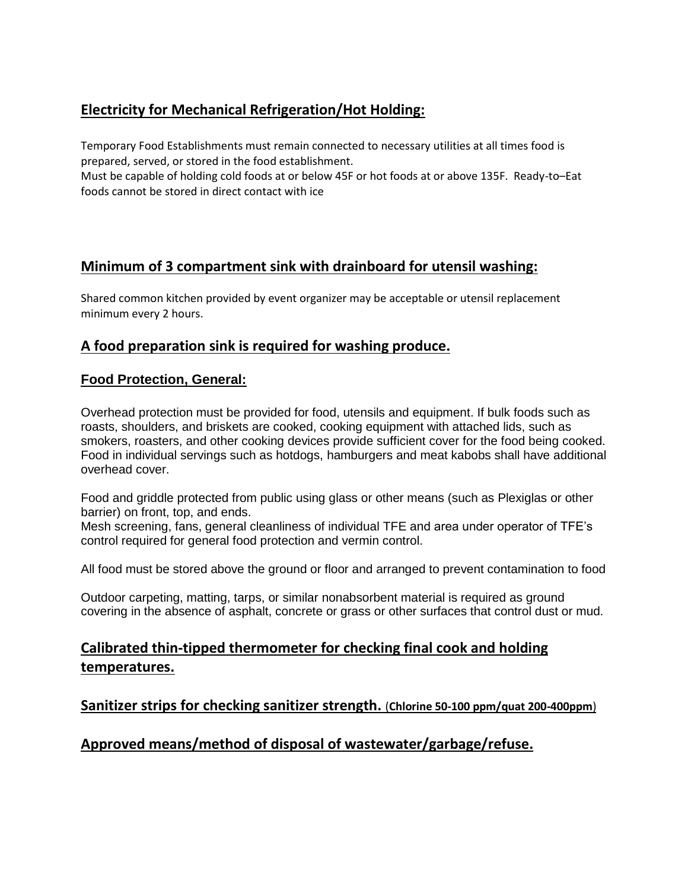## Electricity for Mechanical Refrigeration/Hot Holding:

Temporary Food Establishments must remain connected to necessary utilities at all times food is prepared, served, or stored in the food establishment.
Must be capable of holding cold foods at or below 45F or hot foods at or above 135F. Ready-to–Eat foods cannot be stored in direct contact with ice

## Minimum of 3 compartment sink with drainboard for utensil washing:

Shared common kitchen provided by event organizer may be acceptable or utensil replacement minimum every 2 hours.

## A food preparation sink is required for washing produce.

### Food Protection, General:

Overhead protection must be provided for food, utensils and equipment. If bulk foods such as roasts, shoulders, and briskets are cooked, cooking equipment with attached lids, such as smokers, roasters, and other cooking devices provide sufficient cover for the food being cooked. Food in individual servings such as hotdogs, hamburgers and meat kabobs shall have additional overhead cover.

Food and griddle protected from public using glass or other means (such as Plexiglas or other barrier) on front, top, and ends.
Mesh screening, fans, general cleanliness of individual TFE and area under operator of TFE's control required for general food protection and vermin control.

All food must be stored above the ground or floor and arranged to prevent contamination to food

Outdoor carpeting, matting, tarps, or similar nonabsorbent material is required as ground covering in the absence of asphalt, concrete or grass or other surfaces that control dust or mud.

## Calibrated thin-tipped thermometer for checking final cook and holding temperatures.

## Sanitizer strips for checking sanitizer strength. (**Chlorine 50-100 ppm/quat 200-400ppm**)

## Approved means/method of disposal of wastewater/garbage/refuse.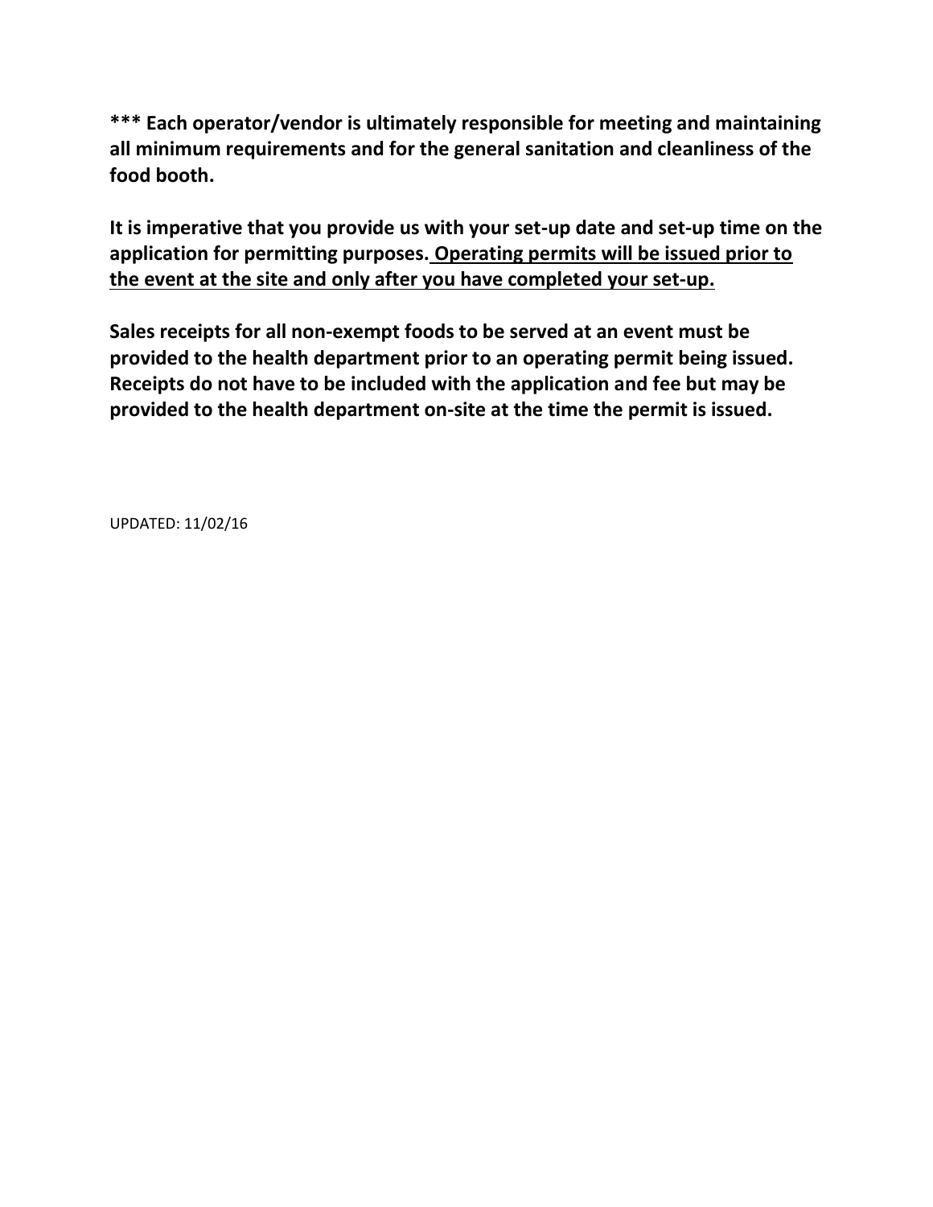**\*\*\* Each operator/vendor is ultimately responsible for meeting and maintaining all minimum requirements and for the general sanitation and cleanliness of the food booth.**

**It is imperative that you provide us with your set-up date and set-up time on the application for permitting purposes. <u>Operating permits will be issued prior to the event at the site and only after you have completed your set-up.</u>**

**Sales receipts for all non-exempt foods to be served at an event must be provided to the health department prior to an operating permit being issued. Receipts do not have to be included with the application and fee but may be provided to the health department on-site at the time the permit is issued.**

UPDATED: 11/02/16